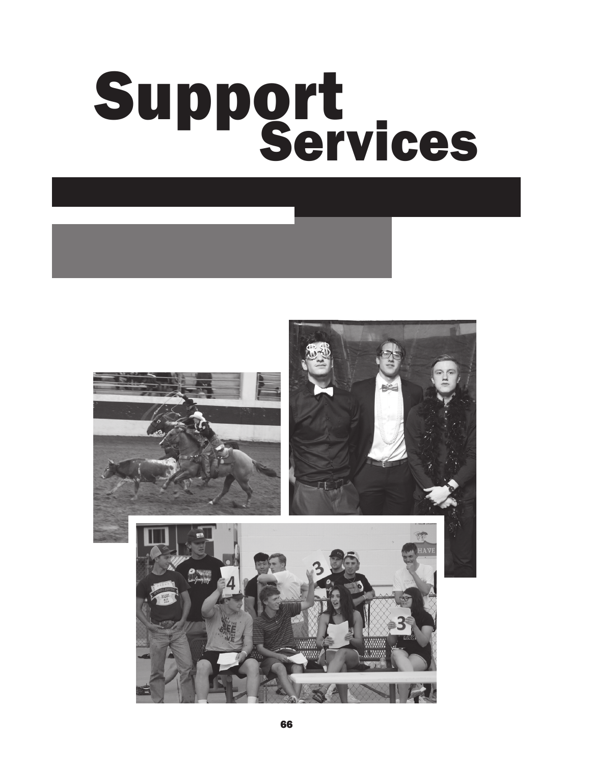# Support Services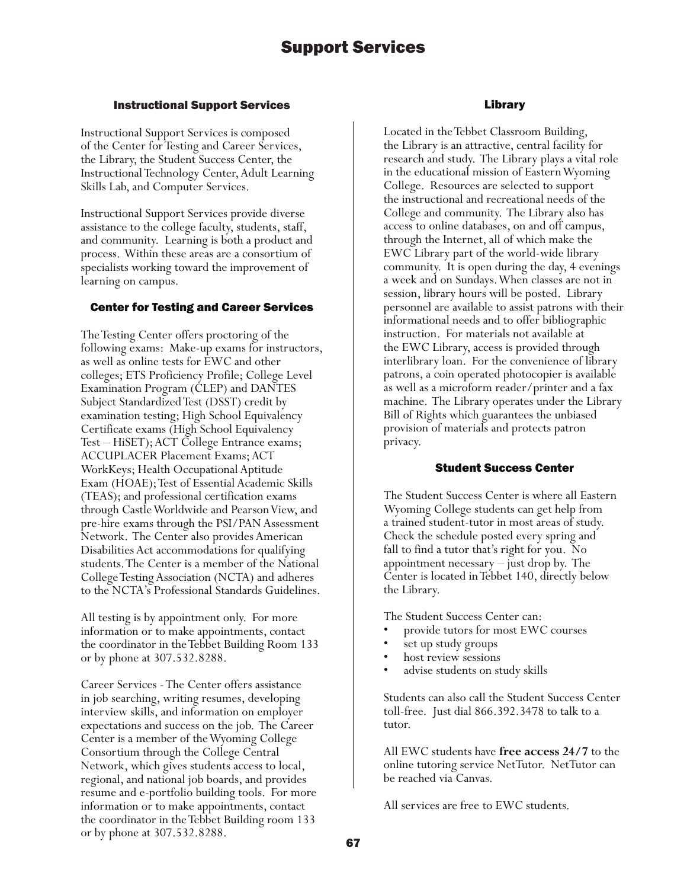# Support Services

## Instructional Support Services

Instructional Support Services is composed of the Center for Testing and Career Services, the Library, the Student Success Center, the Instructional Technology Center, Adult Learning Skills Lab, and Computer Services.

Instructional Support Services provide diverse assistance to the college faculty, students, staff, and community. Learning is both a product and process. Within these areas are a consortium of specialists working toward the improvement of learning on campus.

## Center for Testing and Career Services

The Testing Center offers proctoring of the following exams: Make-up exams for instructors, as well as online tests for EWC and other colleges; ETS Proficiency Profile; College Level Examination Program (CLEP) and DANTES Subject Standardized Test (DSST) credit by examination testing; High School Equivalency Certificate exams (High School Equivalency Test – HiSET); ACT College Entrance exams; ACCUPLACER Placement Exams; ACT WorkKeys; Health Occupational Aptitude Exam (HOAE); Test of Essential Academic Skills (TEAS); and professional certification exams through Castle Worldwide and Pearson View, and pre-hire exams through the PSI/PAN Assessment Network. The Center also provides American Disabilities Act accommodations for qualifying students. The Center is a member of the National College Testing Association (NCTA) and adheres to the NCTA's Professional Standards Guidelines.

All testing is by appointment only. For more information or to make appointments, contact the coordinator in the Tebbet Building Room 133 or by phone at 307.532.8288.

Career Services - The Center offers assistance in job searching, writing resumes, developing interview skills, and information on employer expectations and success on the job. The Career Center is a member of the Wyoming College Consortium through the College Central Network, which gives students access to local, regional, and national job boards, and provides resume and e-portfolio building tools. For more information or to make appointments, contact the coordinator in the Tebbet Building room 133 or by phone at 307.532.8288.

## Library

Located in the Tebbet Classroom Building, the Library is an attractive, central facility for research and study. The Library plays a vital role in the educational mission of Eastern Wyoming College. Resources are selected to support the instructional and recreational needs of the College and community. The Library also has access to online databases, on and off campus, through the Internet, all of which make the EWC Library part of the world-wide library community. It is open during the day, 4 evenings a week and on Sundays. When classes are not in session, library hours will be posted. Library personnel are available to assist patrons with their informational needs and to offer bibliographic instruction. For materials not available at the EWC Library, access is provided through interlibrary loan. For the convenience of library patrons, a coin operated photocopier is available as well as a microform reader/printer and a fax machine. The Library operates under the Library Bill of Rights which guarantees the unbiased provision of materials and protects patron privacy.

## Student Success Center

The Student Success Center is where all Eastern Wyoming College students can get help from a trained student-tutor in most areas of study. Check the schedule posted every spring and fall to find a tutor that's right for you. No appointment necessary – just drop by. The Center is located in Tebbet 140, directly below the Library.

The Student Success Center can:

- provide tutors for most EWC courses
- set up study groups
- host review sessions
- advise students on study skills

Students can also call the Student Success Center toll-free. Just dial 866.392.3478 to talk to a tutor.

All EWC students have **free access 24/7** to the online tutoring service NetTutor. NetTutor can be reached via Canvas.

All services are free to EWC students.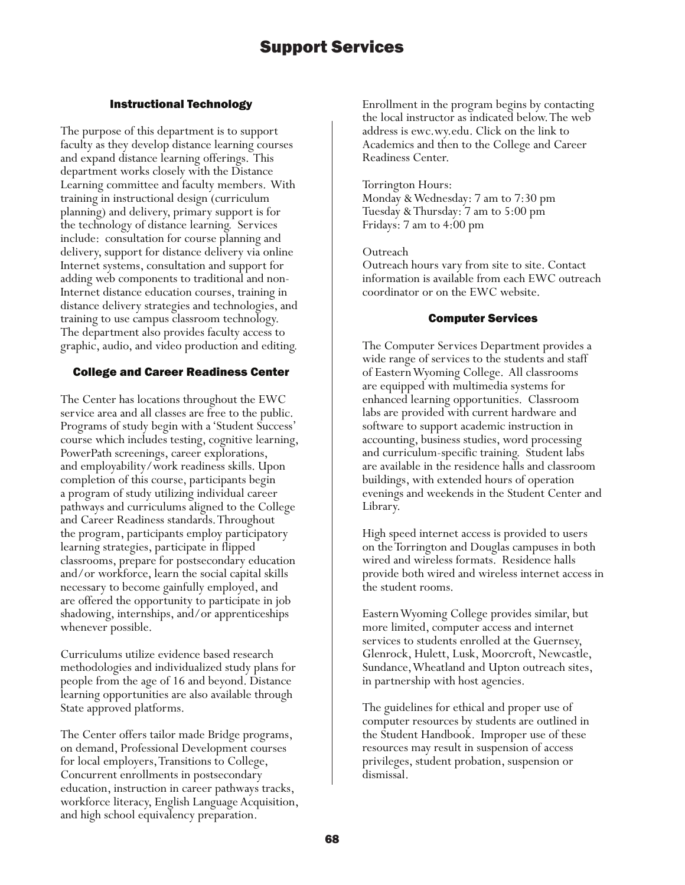# Support Services

## Instructional Technology

The purpose of this department is to support faculty as they develop distance learning courses and expand distance learning offerings. This department works closely with the Distance Learning committee and faculty members. With training in instructional design (curriculum planning) and delivery, primary support is for the technology of distance learning. Services include: consultation for course planning and delivery, support for distance delivery via online Internet systems, consultation and support for adding web components to traditional and non-Internet distance education courses, training in distance delivery strategies and technologies, and training to use campus classroom technology. The department also provides faculty access to graphic, audio, and video production and editing.

## College and Career Readiness Center

The Center has locations throughout the EWC service area and all classes are free to the public. Programs of study begin with a 'Student Success' course which includes testing, cognitive learning, PowerPath screenings, career explorations, and employability/work readiness skills. Upon completion of this course, participants begin a program of study utilizing individual career pathways and curriculums aligned to the College and Career Readiness standards. Throughout the program, participants employ participatory learning strategies, participate in flipped classrooms, prepare for postsecondary education and/or workforce, learn the social capital skills necessary to become gainfully employed, and are offered the opportunity to participate in job shadowing, internships, and/or apprenticeships whenever possible.

Curriculums utilize evidence based research methodologies and individualized study plans for people from the age of 16 and beyond. Distance learning opportunities are also available through State approved platforms.

The Center offers tailor made Bridge programs, on demand, Professional Development courses for local employers, Transitions to College, Concurrent enrollments in postsecondary education, instruction in career pathways tracks, workforce literacy, English Language Acquisition, and high school equivalency preparation.

Enrollment in the program begins by contacting the local instructor as indicated below. The web address is ewc.wy.edu. Click on the link to Academics and then to the College and Career Readiness Center.

Torrington Hours:
Monday & Wednesday: 7 am to 7:30 pm
Tuesday & Thursday: 7 am to 5:00 pm
Fridays: 7 am to 4:00 pm

Outreach
Outreach hours vary from site to site. Contact information is available from each EWC outreach coordinator or on the EWC website.

## Computer Services

The Computer Services Department provides a wide range of services to the students and staff of Eastern Wyoming College. All classrooms are equipped with multimedia systems for enhanced learning opportunities. Classroom labs are provided with current hardware and software to support academic instruction in accounting, business studies, word processing and curriculum-specific training. Student labs are available in the residence halls and classroom buildings, with extended hours of operation evenings and weekends in the Student Center and Library.

High speed internet access is provided to users on the Torrington and Douglas campuses in both wired and wireless formats. Residence halls provide both wired and wireless internet access in the student rooms.

Eastern Wyoming College provides similar, but more limited, computer access and internet services to students enrolled at the Guernsey, Glenrock, Hulett, Lusk, Moorcroft, Newcastle, Sundance, Wheatland and Upton outreach sites, in partnership with host agencies.

The guidelines for ethical and proper use of computer resources by students are outlined in the Student Handbook. Improper use of these resources may result in suspension of access privileges, student probation, suspension or dismissal.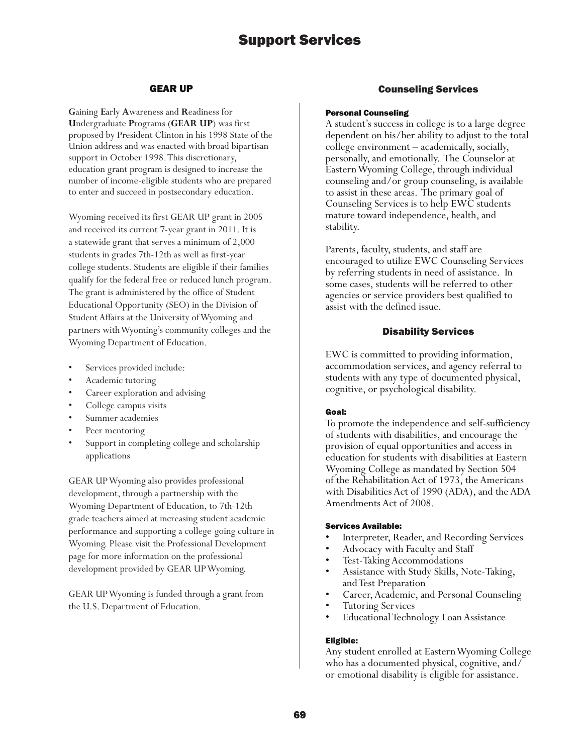# Support Services

## GEAR UP

**G**aining **E**arly **A**wareness and **R**eadiness for **U**ndergraduate **P**rograms (**GEAR UP**) was first proposed by President Clinton in his 1998 State of the Union address and was enacted with broad bipartisan support in October 1998. This discretionary, education grant program is designed to increase the number of income-eligible students who are prepared to enter and succeed in postsecondary education.

Wyoming received its first GEAR UP grant in 2005 and received its current 7-year grant in 2011. It is a statewide grant that serves a minimum of 2,000 students in grades 7th-12th as well as first-year college students. Students are eligible if their families qualify for the federal free or reduced lunch program. The grant is administered by the office of Student Educational Opportunity (SEO) in the Division of Student Affairs at the University of Wyoming and partners with Wyoming's community colleges and the Wyoming Department of Education.

- Services provided include:
- Academic tutoring
- Career exploration and advising
- College campus visits
- Summer academies
- Peer mentoring
- Support in completing college and scholarship applications

GEAR UP Wyoming also provides professional development, through a partnership with the Wyoming Department of Education, to 7th-12th grade teachers aimed at increasing student academic performance and supporting a college-going culture in Wyoming. Please visit the Professional Development page for more information on the professional development provided by GEAR UP Wyoming.

GEAR UP Wyoming is funded through a grant from the U.S. Department of Education.

## Counseling Services

### Personal Counseling

A student's success in college is to a large degree dependent on his/her ability to adjust to the total college environment – academically, socially, personally, and emotionally. The Counselor at Eastern Wyoming College, through individual counseling and/or group counseling, is available to assist in these areas. The primary goal of Counseling Services is to help EWC students mature toward independence, health, and stability.

Parents, faculty, students, and staff are encouraged to utilize EWC Counseling Services by referring students in need of assistance. In some cases, students will be referred to other agencies or service providers best qualified to assist with the defined issue.

## Disability Services

EWC is committed to providing information, accommodation services, and agency referral to students with any type of documented physical, cognitive, or psychological disability.

### Goal:

To promote the independence and self-sufficiency of students with disabilities, and encourage the provision of equal opportunities and access in education for students with disabilities at Eastern Wyoming College as mandated by Section 504 of the Rehabilitation Act of 1973, the Americans with Disabilities Act of 1990 (ADA), and the ADA Amendments Act of 2008.

### Services Available:

- Interpreter, Reader, and Recording Services
- Advocacy with Faculty and Staff
- Test-Taking Accommodations
- Assistance with Study Skills, Note-Taking, and Test Preparation
- Career, Academic, and Personal Counseling
- Tutoring Services
- Educational Technology Loan Assistance

### Eligible:

Any student enrolled at Eastern Wyoming College who has a documented physical, cognitive, and/or emotional disability is eligible for assistance.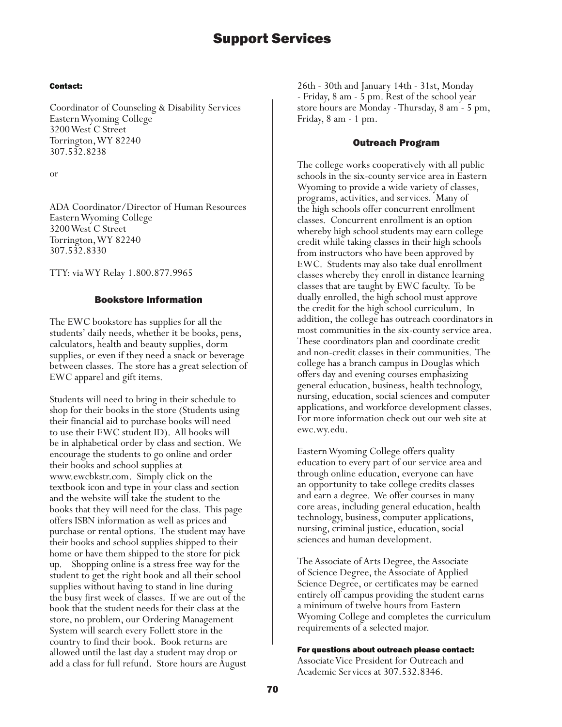## Contact:

Coordinator of Counseling & Disability Services
Eastern Wyoming College
3200 West C Street
Torrington, WY 82240
307.532.8238

or

ADA Coordinator/Director of Human Resources
Eastern Wyoming College
3200 West C Street
Torrington, WY 82240
307.532.8330

TTY: via WY Relay 1.800.877.9965

## Bookstore Information

The EWC bookstore has supplies for all the students' daily needs, whether it be books, pens, calculators, health and beauty supplies, dorm supplies, or even if they need a snack or beverage between classes. The store has a great selection of EWC apparel and gift items.

Students will need to bring in their schedule to shop for their books in the store (Students using their financial aid to purchase books will need to use their EWC student ID). All books will be in alphabetical order by class and section. We encourage the students to go online and order their books and school supplies at www.ewcbkstr.com. Simply click on the textbook icon and type in your class and section and the website will take the student to the books that they will need for the class. This page offers ISBN information as well as prices and purchase or rental options. The student may have their books and school supplies shipped to their home or have them shipped to the store for pick up. Shopping online is a stress free way for the student to get the right book and all their school supplies without having to stand in line during the busy first week of classes. If we are out of the book that the student needs for their class at the store, no problem, our Ordering Management System will search every Follett store in the country to find their book. Book returns are allowed until the last day a student may drop or add a class for full refund. Store hours are August 26th - 30th and January 14th - 31st, Monday - Friday, 8 am - 5 pm. Rest of the school year store hours are Monday - Thursday, 8 am - 5 pm, Friday, 8 am - 1 pm.

## Outreach Program

The college works cooperatively with all public schools in the six-county service area in Eastern Wyoming to provide a wide variety of classes, programs, activities, and services. Many of the high schools offer concurrent enrollment classes. Concurrent enrollment is an option whereby high school students may earn college credit while taking classes in their high schools from instructors who have been approved by EWC. Students may also take dual enrollment classes whereby they enroll in distance learning classes that are taught by EWC faculty. To be dually enrolled, the high school must approve the credit for the high school curriculum. In addition, the college has outreach coordinators in most communities in the six-county service area. These coordinators plan and coordinate credit and non-credit classes in their communities. The college has a branch campus in Douglas which offers day and evening courses emphasizing general education, business, health technology, nursing, education, social sciences and computer applications, and workforce development classes. For more information check out our web site at ewc.wy.edu.

Eastern Wyoming College offers quality education to every part of our service area and through online education, everyone can have an opportunity to take college credits classes and earn a degree. We offer courses in many core areas, including general education, health technology, business, computer applications, nursing, criminal justice, education, social sciences and human development.

The Associate of Arts Degree, the Associate of Science Degree, the Associate of Applied Science Degree, or certificates may be earned entirely off campus providing the student earns a minimum of twelve hours from Eastern Wyoming College and completes the curriculum requirements of a selected major.

**For questions about outreach please contact:**
Associate Vice President for Outreach and Academic Services at 307.532.8346.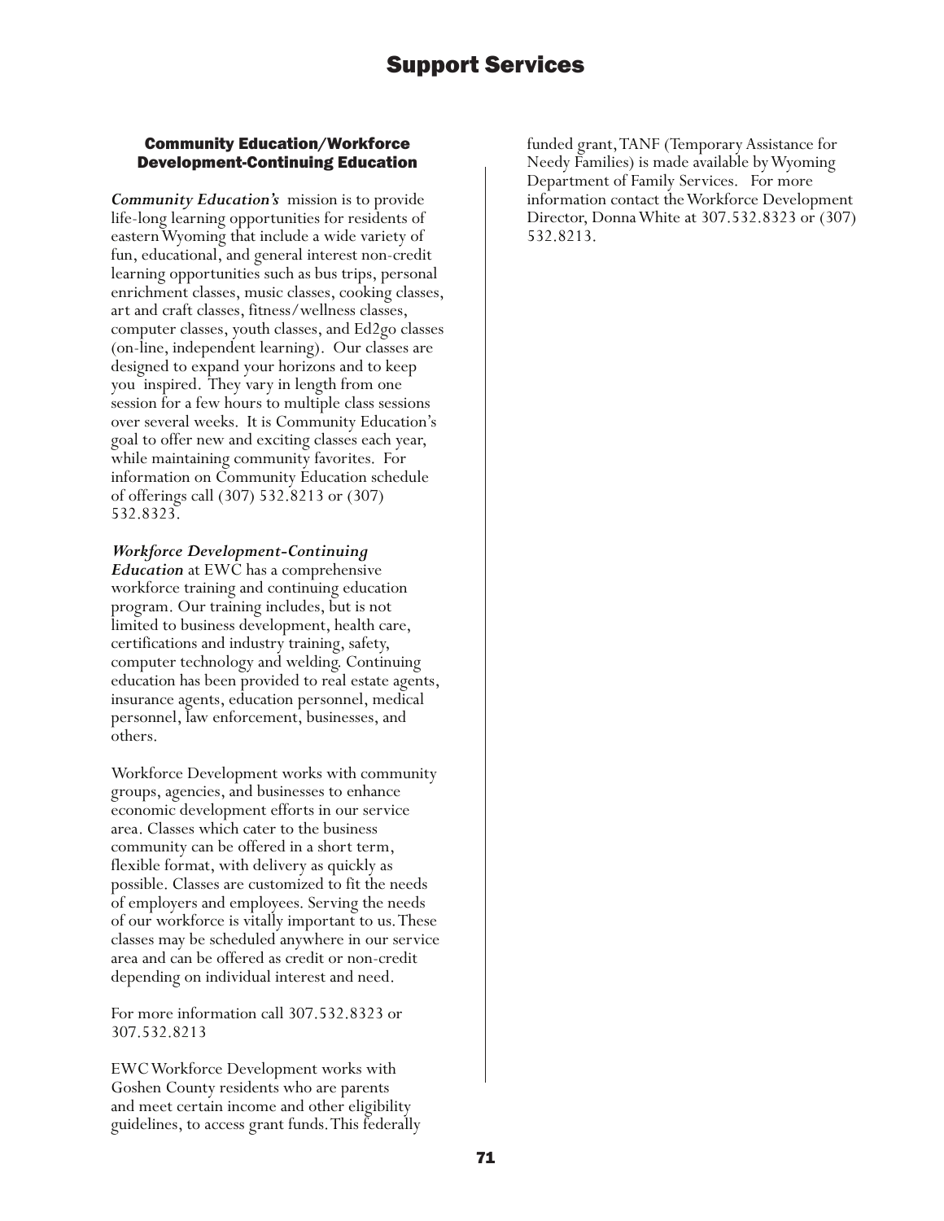# Support Services

## Community Education/Workforce Development-Continuing Education

***Community Education's*** mission is to provide life-long learning opportunities for residents of eastern Wyoming that include a wide variety of fun, educational, and general interest non-credit learning opportunities such as bus trips, personal enrichment classes, music classes, cooking classes, art and craft classes, fitness/wellness classes, computer classes, youth classes, and Ed2go classes (on-line, independent learning). Our classes are designed to expand your horizons and to keep you inspired. They vary in length from one session for a few hours to multiple class sessions over several weeks. It is Community Education's goal to offer new and exciting classes each year, while maintaining community favorites. For information on Community Education schedule of offerings call (307) 532.8213 or (307) 532.8323.

***Workforce Development-Continuing Education*** at EWC has a comprehensive workforce training and continuing education program. Our training includes, but is not limited to business development, health care, certifications and industry training, safety, computer technology and welding. Continuing education has been provided to real estate agents, insurance agents, education personnel, medical personnel, law enforcement, businesses, and others.

Workforce Development works with community groups, agencies, and businesses to enhance economic development efforts in our service area. Classes which cater to the business community can be offered in a short term, flexible format, with delivery as quickly as possible. Classes are customized to fit the needs of employers and employees. Serving the needs of our workforce is vitally important to us. These classes may be scheduled anywhere in our service area and can be offered as credit or non-credit depending on individual interest and need.

For more information call 307.532.8323 or 307.532.8213

EWC Workforce Development works with Goshen County residents who are parents and meet certain income and other eligibility guidelines, to access grant funds. This federally funded grant, TANF (Temporary Assistance for Needy Families) is made available by Wyoming Department of Family Services. For more information contact the Workforce Development Director, Donna White at 307.532.8323 or (307) 532.8213.